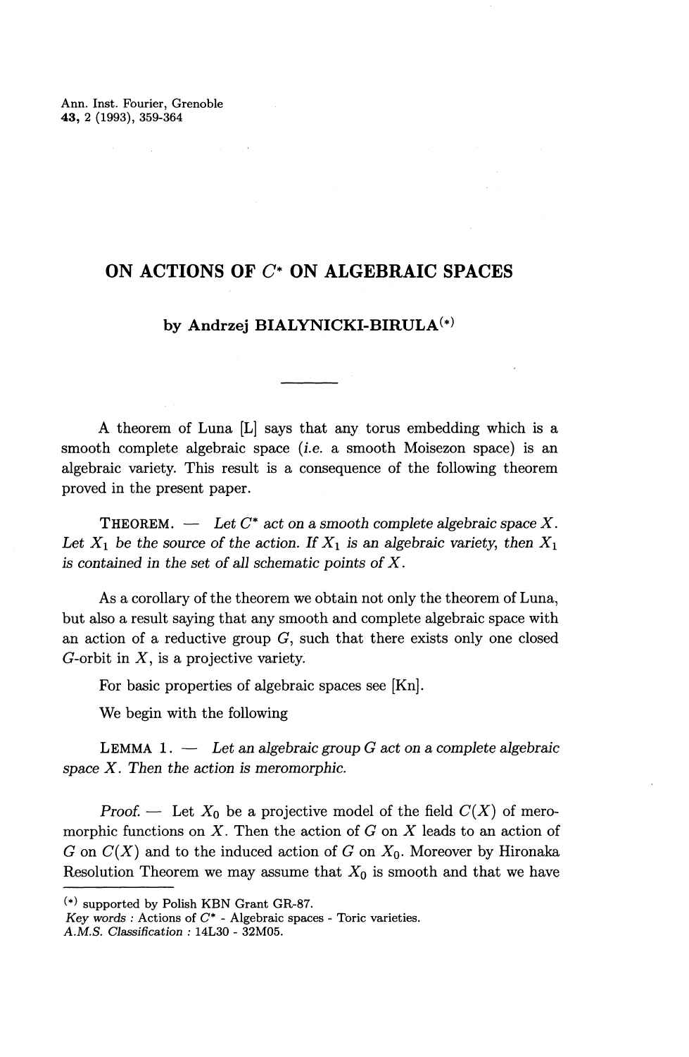# ON ACTIONS OF $C^*$ ON ALGEBRAIC SPACES

### by Andrzej BIALYNICKI-BIRULA(*)

---

A theorem of Luna [L] says that any torus embedding which is a smooth complete algebraic space (*i.e.* a smooth Moisezon space) is an algebraic variety. This result is a consequence of the following theorem proved in the present paper.

THEOREM. — *Let $C^*$ act on a smooth complete algebraic space $X$. Let $X_1$ be the source of the action. If $X_1$ is an algebraic variety, then $X_1$ is contained in the set of all schematic points of $X$.*

As a corollary of the theorem we obtain not only the theorem of Luna, but also a result saying that any smooth and complete algebraic space with an action of a reductive group $G$, such that there exists only one closed $G$-orbit in $X$, is a projective variety.

For basic properties of algebraic spaces see [Kn].

We begin with the following

LEMMA 1. — *Let an algebraic group $G$ act on a complete algebraic space $X$. Then the action is meromorphic.*

*Proof.* — Let $X_0$ be a projective model of the field $C(X)$ of meromorphic functions on $X$. Then the action of $G$ on $X$ leads to an action of $G$ on $C(X)$ and to the induced action of $G$ on $X_0$. Moreover by Hironaka Resolution Theorem we may assume that $X_0$ is smooth and that we have

---

(*) supported by Polish KBN Grant GR-87.

*Key words* : Actions of $C^*$ - Algebraic spaces - Toric varieties.

*A.M.S. Classification* : 14L30 - 32M05.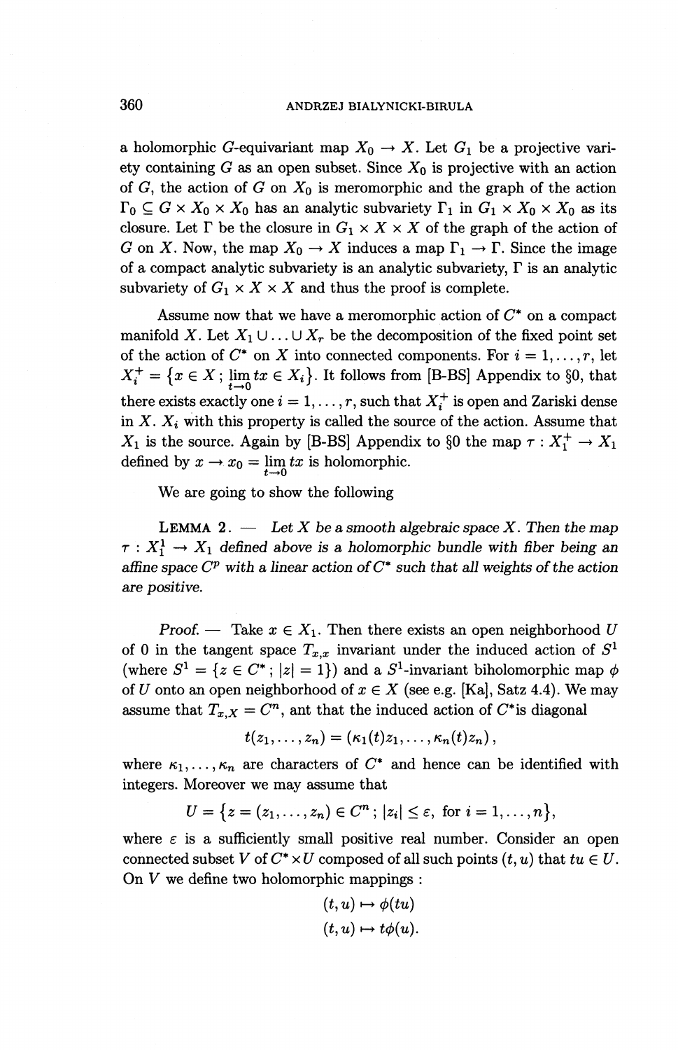a holomorphic $G$-equivariant map $X_0 \to X$. Let $G_1$ be a projective variety containing $G$ as an open subset. Since $X_0$ is projective with an action of $G$, the action of $G$ on $X_0$ is meromorphic and the graph of the action $\Gamma_0 \subseteq G \times X_0 \times X_0$ has an analytic subvariety $\Gamma_1$ in $G_1 \times X_0 \times X_0$ as its closure. Let $\Gamma$ be the closure in $G_1 \times X \times X$ of the graph of the action of $G$ on $X$. Now, the map $X_0 \to X$ induces a map $\Gamma_1 \to \Gamma$. Since the image of a compact analytic subvariety is an analytic subvariety, $\Gamma$ is an analytic subvariety of $G_1 \times X \times X$ and thus the proof is complete.

Assume now that we have a meromorphic action of $C^*$ on a compact manifold $X$. Let $X_1 \cup \ldots \cup X_r$ be the decomposition of the fixed point set of the action of $C^*$ on $X$ into connected components. For $i = 1, \ldots, r$, let $X_i^+ = \{x \in X \,;\, \lim_{t \to 0} tx \in X_i\}$. It follows from [B-BS] Appendix to §0, that there exists exactly one $i = 1, \ldots, r$, such that $X_i^+$ is open and Zariski dense in $X$. $X_i$ with this property is called the source of the action. Assume that $X_1$ is the source. Again by [B-BS] Appendix to §0 the map $\tau : X_1^+ \to X_1$ defined by $x \to x_0 = \lim_{t \to 0} tx$ is holomorphic.

We are going to show the following

**Lemma 2.** — *Let $X$ be a smooth algebraic space $X$. Then the map $\tau : X_1^1 \to X_1$ defined above is a holomorphic bundle with fiber being an affine space $C^p$ with a linear action of $C^*$ such that all weights of the action are positive.*

*Proof.* — Take $x \in X_1$. Then there exists an open neighborhood $U$ of 0 in the tangent space $T_{x,x}$ invariant under the induced action of $S^1$ (where $S^1 = \{z \in C^* \,;\, |z| = 1\}$) and a $S^1$-invariant biholomorphic map $\phi$ of $U$ onto an open neighborhood of $x \in X$ (see e.g. [Ka], Satz 4.4). We may assume that $T_{x,X} = C^n$, ant that the induced action of $C^*$is diagonal

$$t(z_1, \ldots, z_n) = (\kappa_1(t)z_1, \ldots, \kappa_n(t)z_n)\,,$$

where $\kappa_1, \ldots, \kappa_n$ are characters of $C^*$ and hence can be identified with integers. Moreover we may assume that

$$U = \{z = (z_1, \ldots, z_n) \in C^n \,;\, |z_i| \leq \varepsilon, \text{ for } i = 1, \ldots, n\},$$

where $\varepsilon$ is a sufficiently small positive real number. Consider an open connected subset $V$ of $C^* \times U$ composed of all such points $(t, u)$ that $tu \in U$. On $V$ we define two holomorphic mappings :

$$(t, u) \mapsto \phi(tu)$$
$$(t, u) \mapsto t\phi(u).$$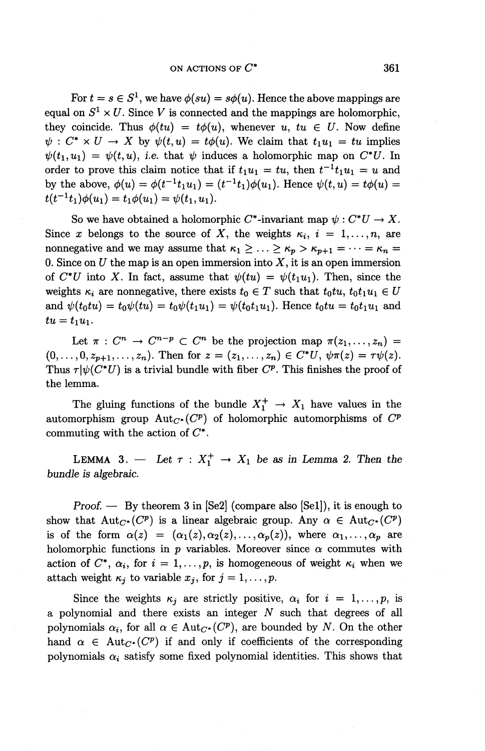For $t = s \in S^1$, we have $\phi(su) = s\phi(u)$. Hence the above mappings are equal on $S^1 \times U$. Since $V$ is connected and the mappings are holomorphic, they coincide. Thus $\phi(tu) = t\phi(u)$, whenever $u, tu \in U$. Now define $\psi : C^* \times U \to X$ by $\psi(t, u) = t\phi(u)$. We claim that $t_1 u_1 = tu$ implies $\psi(t_1, u_1) = \psi(t, u)$, i.e. that $\psi$ induces a holomorphic map on $C^* U$. In order to prove this claim notice that if $t_1 u_1 = tu$, then $t^{-1} t_1 u_1 = u$ and by the above, $\phi(u) = \phi(t^{-1} t_1 u_1) = (t^{-1} t_1)\phi(u_1)$. Hence $\psi(t, u) = t\phi(u) = t(t^{-1} t_1)\phi(u_1) = t_1 \phi(u_1) = \psi(t_1, u_1)$.

So we have obtained a holomorphic $C^*$-invariant map $\psi : C^* U \to X$. Since $x$ belongs to the source of $X$, the weights $\kappa_i$, $i = 1, \ldots, n$, are nonnegative and we may assume that $\kappa_1 \geq \ldots \geq \kappa_p > \kappa_{p+1} = \cdots = \kappa_n = 0$. Since on $U$ the map is an open immersion into $X$, it is an open immersion of $C^* U$ into $X$. In fact, assume that $\psi(tu) = \psi(t_1 u_1)$. Then, since the weights $\kappa_i$ are nonnegative, there exists $t_0 \in T$ such that $t_0 tu, t_0 t_1 u_1 \in U$ and $\psi(t_0 tu) = t_0 \psi(tu) = t_0 \psi(t_1 u_1) = \psi(t_0 t_1 u_1)$. Hence $t_0 tu = t_0 t_1 u_1$ and $tu = t_1 u_1$.

Let $\pi : C^n \to C^{n-p} \subset C^n$ be the projection map $\pi(z_1, \ldots, z_n) = (0, \ldots, 0, z_{p+1}, \ldots, z_n)$. Then for $z = (z_1, \ldots, z_n) \in C^* U$, $\psi\pi(z) = \tau\psi(z)$. Thus $\tau|\psi(C^* U)$ is a trivial bundle with fiber $C^p$. This finishes the proof of the lemma.

The gluing functions of the bundle $X_1^+ \to X_1$ have values in the automorphism group $\mathrm{Aut}_{C^*}(C^p)$ of holomorphic automorphisms of $C^p$ commuting with the action of $C^*$.

**Lemma 3.** — *Let $\tau : X_1^+ \to X_1$ be as in Lemma 2. Then the bundle is algebraic.*

*Proof.* — By theorem 3 in [Se2] (compare also [Se1]), it is enough to show that $\mathrm{Aut}_{C^*}(C^p)$ is a linear algebraic group. Any $\alpha \in \mathrm{Aut}_{C^*}(C^p)$ is of the form $\alpha(z) = (\alpha_1(z), \alpha_2(z), \ldots, \alpha_p(z))$, where $\alpha_1, \ldots, \alpha_p$ are holomorphic functions in $p$ variables. Moreover since $\alpha$ commutes with action of $C^*$, $\alpha_i$, for $i = 1, \ldots, p$, is homogeneous of weight $\kappa_i$ when we attach weight $\kappa_j$ to variable $x_j$, for $j = 1, \ldots, p$.

Since the weights $\kappa_j$ are strictly positive, $\alpha_i$ for $i = 1, \ldots, p$, is a polynomial and there exists an integer $N$ such that degrees of all polynomials $\alpha_i$, for all $\alpha \in \mathrm{Aut}_{C^*}(C^p)$, are bounded by $N$. On the other hand $\alpha \in \mathrm{Aut}_{C^*}(C^p)$ if and only if coefficients of the corresponding polynomials $\alpha_i$ satisfy some fixed polynomial identities. This shows that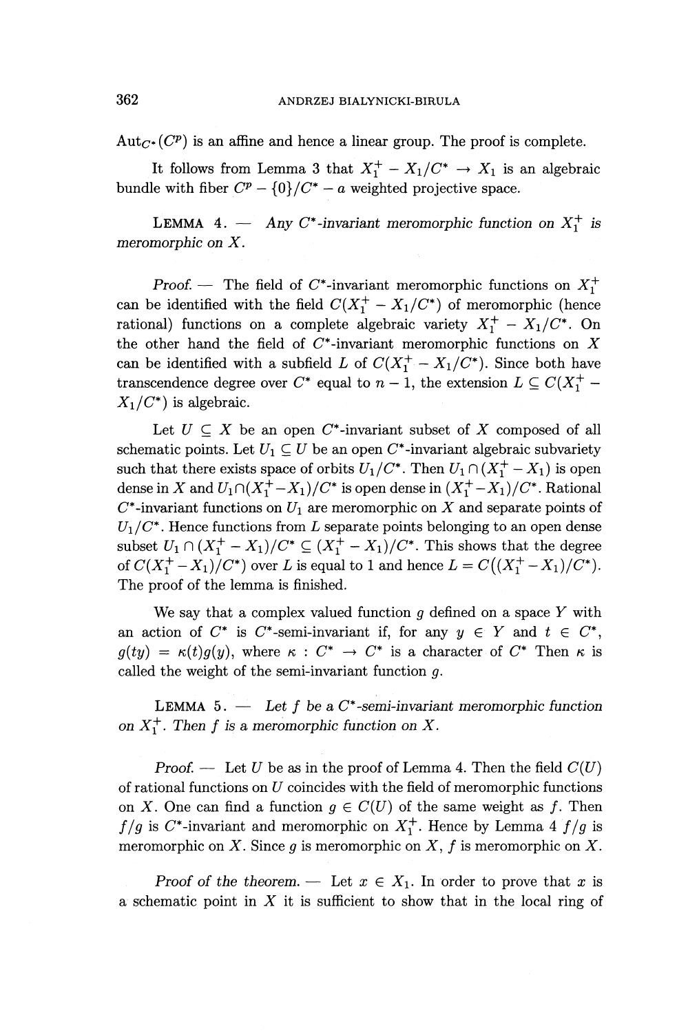$\mathrm{Aut}_{C^*}(C^p)$ is an affine and hence a linear group. The proof is complete.

It follows from Lemma 3 that $X_1^+ - X_1/C^* \to X_1$ is an algebraic bundle with fiber $C^p - \{0\}/C^*$ – *a* weighted projective space.

LEMMA 4. — *Any $C^*$-invariant meromorphic function on $X_1^+$ is meromorphic on $X$.*

*Proof.* — The field of $C^*$-invariant meromorphic functions on $X_1^+$ can be identified with the field $C(X_1^+ - X_1/C^*)$ of meromorphic (hence rational) functions on a complete algebraic variety $X_1^+ - X_1/C^*$. On the other hand the field of $C^*$-invariant meromorphic functions on $X$ can be identified with a subfield $L$ of $C(X_1^+ - X_1/C^*)$. Since both have transcendence degree over $C^*$ equal to $n-1$, the extension $L \subseteq C(X_1^+ - X_1/C^*)$ is algebraic.

Let $U \subseteq X$ be an open $C^*$-invariant subset of $X$ composed of all schematic points. Let $U_1 \subseteq U$ be an open $C^*$-invariant algebraic subvariety such that there exists space of orbits $U_1/C^*$. Then $U_1 \cap (X_1^+ - X_1)$ is open dense in $X$ and $U_1 \cap (X_1^+ - X_1)/C^*$ is open dense in $(X_1^+ - X_1)/C^*$. Rational $C^*$-invariant functions on $U_1$ are meromorphic on $X$ and separate points of $U_1/C^*$. Hence functions from $L$ separate points belonging to an open dense subset $U_1 \cap (X_1^+ - X_1)/C^* \subseteq (X_1^+ - X_1)/C^*$. This shows that the degree of $C(X_1^+ - X_1)/C^*)$ over $L$ is equal to 1 and hence $L = C((X_1^+ - X_1)/C^*)$. The proof of the lemma is finished.

We say that a complex valued function $g$ defined on a space $Y$ with an action of $C^*$ is $C^*$-semi-invariant if, for any $y \in Y$ and $t \in C^*$, $g(ty) = \kappa(t)g(y)$, where $\kappa : C^* \to C^*$ is a character of $C^*$ Then $\kappa$ is called the weight of the semi-invariant function $g$.

LEMMA 5. — *Let $f$ be a $C^*$-semi-invariant meromorphic function on $X_1^+$. Then $f$ is a meromorphic function on $X$.*

*Proof.* — Let $U$ be as in the proof of Lemma 4. Then the field $C(U)$ of rational functions on $U$ coincides with the field of meromorphic functions on $X$. One can find a function $g \in C(U)$ of the same weight as $f$. Then $f/g$ is $C^*$-invariant and meromorphic on $X_1^+$. Hence by Lemma 4 $f/g$ is meromorphic on $X$. Since $g$ is meromorphic on $X$, $f$ is meromorphic on $X$.

*Proof of the theorem.* — Let $x \in X_1$. In order to prove that $x$ is a schematic point in $X$ it is sufficient to show that in the local ring of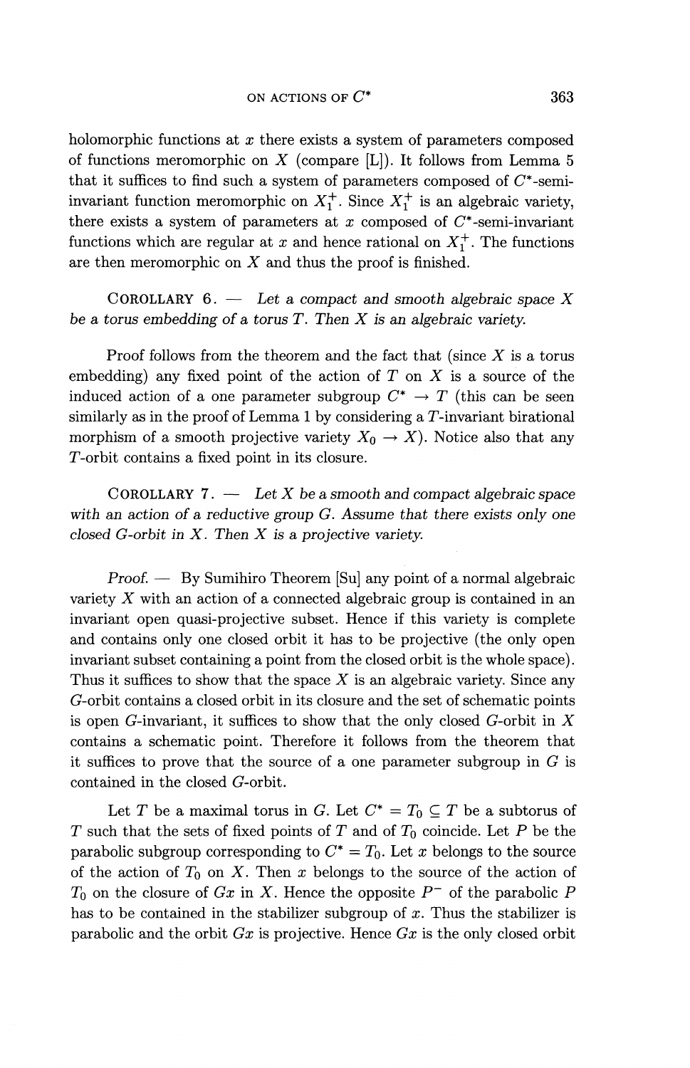holomorphic functions at $x$ there exists a system of parameters composed of functions meromorphic on $X$ (compare [L]). It follows from Lemma 5 that it suffices to find such a system of parameters composed of $C^*$-semi-invariant function meromorphic on $X_1^+$. Since $X_1^+$ is an algebraic variety, there exists a system of parameters at $x$ composed of $C^*$-semi-invariant functions which are regular at $x$ and hence rational on $X_1^+$. The functions are then meromorphic on $X$ and thus the proof is finished.

COROLLARY 6. — *Let a compact and smooth algebraic space $X$ be a torus embedding of a torus $T$. Then $X$ is an algebraic variety.*

Proof follows from the theorem and the fact that (since $X$ is a torus embedding) any fixed point of the action of $T$ on $X$ is a source of the induced action of a one parameter subgroup $C^* \to T$ (this can be seen similarly as in the proof of Lemma 1 by considering a $T$-invariant birational morphism of a smooth projective variety $X_0 \to X$). Notice also that any $T$-orbit contains a fixed point in its closure.

COROLLARY 7. — *Let $X$ be a smooth and compact algebraic space with an action of a reductive group $G$. Assume that there exists only one closed $G$-orbit in $X$. Then $X$ is a projective variety.*

*Proof.* — By Sumihiro Theorem [Su] any point of a normal algebraic variety $X$ with an action of a connected algebraic group is contained in an invariant open quasi-projective subset. Hence if this variety is complete and contains only one closed orbit it has to be projective (the only open invariant subset containing a point from the closed orbit is the whole space). Thus it suffices to show that the space $X$ is an algebraic variety. Since any $G$-orbit contains a closed orbit in its closure and the set of schematic points is open $G$-invariant, it suffices to show that the only closed $G$-orbit in $X$ contains a schematic point. Therefore it follows from the theorem that it suffices to prove that the source of a one parameter subgroup in $G$ is contained in the closed $G$-orbit.

Let $T$ be a maximal torus in $G$. Let $C^* = T_0 \subseteq T$ be a subtorus of $T$ such that the sets of fixed points of $T$ and of $T_0$ coincide. Let $P$ be the parabolic subgroup corresponding to $C^* = T_0$. Let $x$ belongs to the source of the action of $T_0$ on $X$. Then $x$ belongs to the source of the action of $T_0$ on the closure of $Gx$ in $X$. Hence the opposite $P^-$ of the parabolic $P$ has to be contained in the stabilizer subgroup of $x$. Thus the stabilizer is parabolic and the orbit $Gx$ is projective. Hence $Gx$ is the only closed orbit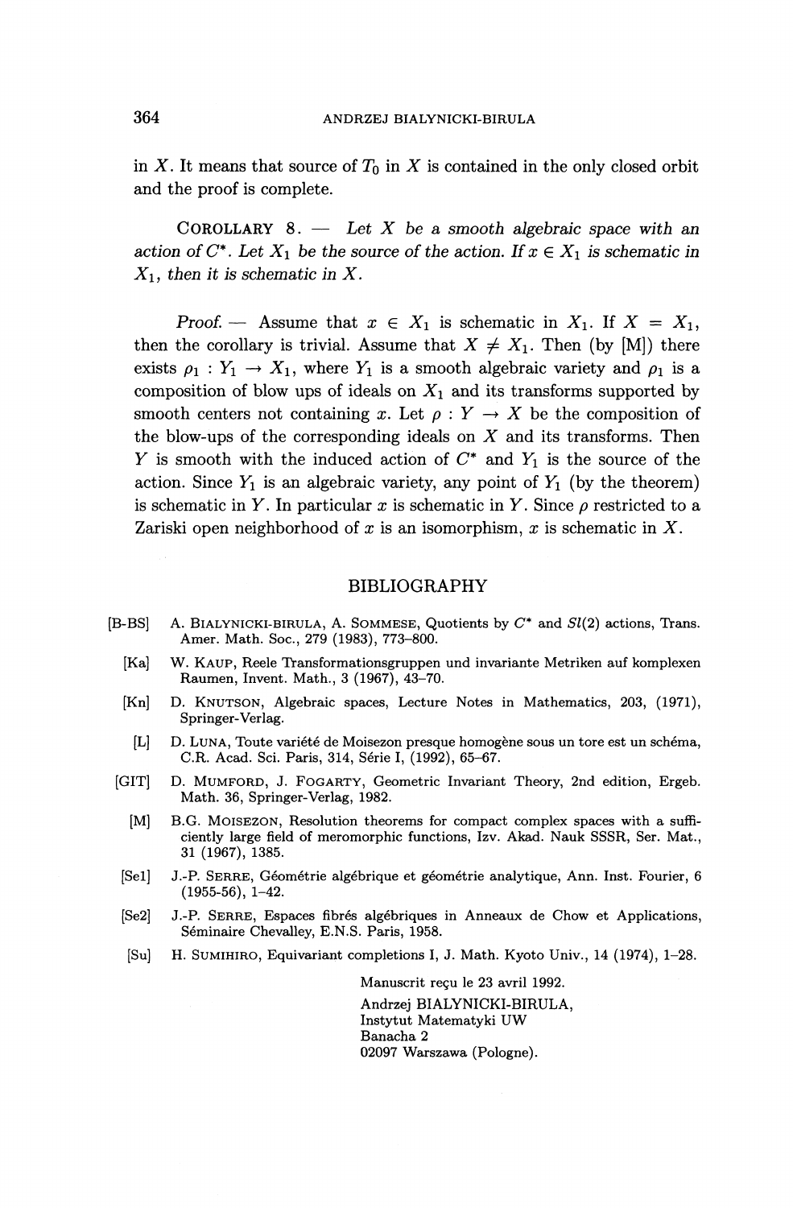in $X$. It means that source of $T_0$ in $X$ is contained in the only closed orbit and the proof is complete.

COROLLARY 8. — *Let $X$ be a smooth algebraic space with an action of $C^*$. Let $X_1$ be the source of the action. If $x \in X_1$ is schematic in $X_1$, then it is schematic in $X$.*

*Proof.* — Assume that $x \in X_1$ is schematic in $X_1$. If $X = X_1$, then the corollary is trivial. Assume that $X \neq X_1$. Then (by [M]) there exists $\rho_1 : Y_1 \to X_1$, where $Y_1$ is a smooth algebraic variety and $\rho_1$ is a composition of blow ups of ideals on $X_1$ and its transforms supported by smooth centers not containing $x$. Let $\rho : Y \to X$ be the composition of the blow-ups of the corresponding ideals on $X$ and its transforms. Then $Y$ is smooth with the induced action of $C^*$ and $Y_1$ is the source of the action. Since $Y_1$ is an algebraic variety, any point of $Y_1$ (by the theorem) is schematic in $Y$. In particular $x$ is schematic in $Y$. Since $\rho$ restricted to a Zariski open neighborhood of $x$ is an isomorphism, $x$ is schematic in $X$.

## BIBLIOGRAPHY

[B-BS] A. BIALYNICKI-BIRULA, A. SOMMESE, Quotients by $C^*$ and $Sl(2)$ actions, Trans. Amer. Math. Soc., 279 (1983), 773–800.

[Ka] W. KAUP, Reele Transformationsgruppen und invariante Metriken auf komplexen Raumen, Invent. Math., 3 (1967), 43–70.

[Kn] D. KNUTSON, Algebraic spaces, Lecture Notes in Mathematics, 203, (1971), Springer-Verlag.

[L] D. LUNA, Toute variété de Moisezon presque homogène sous un tore est un schéma, C.R. Acad. Sci. Paris, 314, Série I, (1992), 65–67.

[GIT] D. MUMFORD, J. FOGARTY, Geometric Invariant Theory, 2nd edition, Ergeb. Math. 36, Springer-Verlag, 1982.

[M] B.G. MOISEZON, Resolution theorems for compact complex spaces with a sufficiently large field of meromorphic functions, Izv. Akad. Nauk SSSR, Ser. Mat., 31 (1967), 1385.

[Se1] J.-P. SERRE, Géométrie algébrique et géométrie analytique, Ann. Inst. Fourier, 6 (1955-56), 1–42.

[Se2] J.-P. SERRE, Espaces fibrés algébriques in Anneaux de Chow et Applications, Séminaire Chevalley, E.N.S. Paris, 1958.

[Su] H. SUMIHIRO, Equivariant completions I, J. Math. Kyoto Univ., 14 (1974), 1–28.

Manuscrit reçu le 23 avril 1992.

Andrzej BIALYNICKI-BIRULA,
Instytut Matematyki UW
Banacha 2
02097 Warszawa (Pologne).